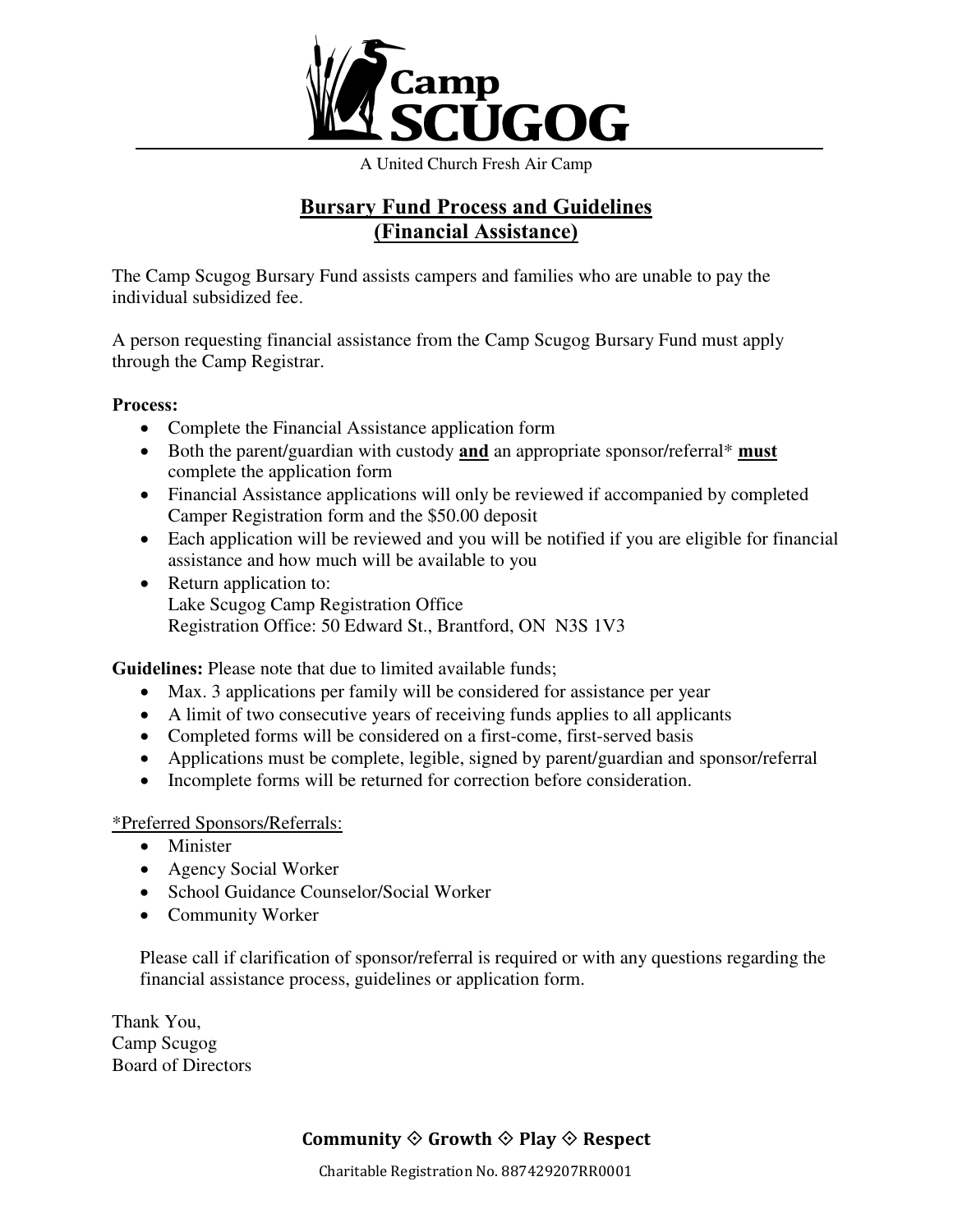# Camp SCUGOG

A United Church Fresh Air Camp

## Bursary Fund Process and Guidelines (Financial Assistance)

The Camp Scugog Bursary Fund assists campers and families who are unable to pay the individual subsidized fee.

A person requesting financial assistance from the Camp Scugog Bursary Fund must apply through the Camp Registrar.

**Process:**

- Complete the Financial Assistance application form
- Both the parent/guardian with custody **and** an appropriate sponsor/referral* **must** complete the application form
- Financial Assistance applications will only be reviewed if accompanied by completed Camper Registration form and the $50.00 deposit
- Each application will be reviewed and you will be notified if you are eligible for financial assistance and how much will be available to you
- Return application to:
  Lake Scugog Camp Registration Office
  Registration Office: 50 Edward St., Brantford, ON N3S 1V3

**Guidelines:** Please note that due to limited available funds;

- Max. 3 applications per family will be considered for assistance per year
- A limit of two consecutive years of receiving funds applies to all applicants
- Completed forms will be considered on a first-come, first-served basis
- Applications must be complete, legible, signed by parent/guardian and sponsor/referral
- Incomplete forms will be returned for correction before consideration.

*Preferred Sponsors/Referrals:

- Minister
- Agency Social Worker
- School Guidance Counselor/Social Worker
- Community Worker

Please call if clarification of sponsor/referral is required or with any questions regarding the financial assistance process, guidelines or application form.

Thank You,
Camp Scugog
Board of Directors

**Community ◇ Growth ◇ Play ◇ Respect**

Charitable Registration No. 887429207RR0001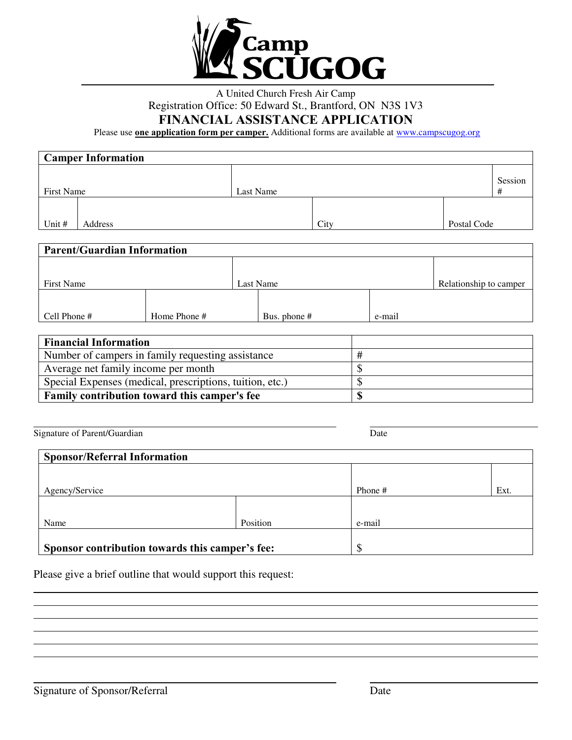# Camp SCUGOG

A United Church Fresh Air Camp

Registration Office: 50 Edward St., Brantford, ON N3S 1V3

## FINANCIAL ASSISTANCE APPLICATION

Please use **one application form per camper.** Additional forms are available at www.campscugog.org

| **Camper Information** | | | |
|---|---|---|---|
| First Name | Last Name | | Session # |
| Unit # | Address | City | Postal Code |

| **Parent/Guardian Information** | | | |
|---|---|---|---|
| First Name | Last Name | | Relationship to camper |
| Cell Phone # | Home Phone # | Bus. phone # | e-mail |

| **Financial Information** | |
|---|---|
| Number of campers in family requesting assistance | # |
| Average net family income per month | $ |
| Special Expenses (medical, prescriptions, tuition, etc.) | $ |
| **Family contribution toward this camper's fee** | **$** |

Signature of Parent/Guardian _______________ Date _______________

| **Sponsor/Referral Information** | | | |
|---|---|---|---|
| Agency/Service | | Phone # | Ext. |
| Name | Position | e-mail | |
| **Sponsor contribution towards this camper's fee:** | | $ | |

Please give a brief outline that would support this request:

Signature of Sponsor/Referral _______________ Date _______________